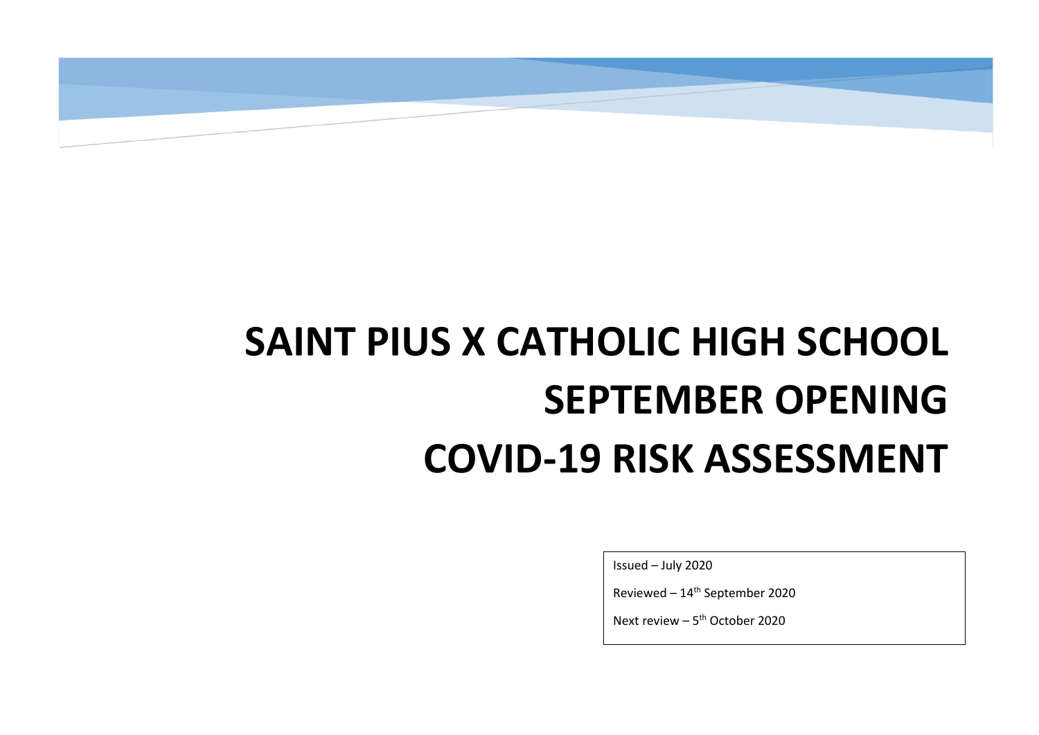# SAINT PIUS X CATHOLIC HIGH SCHOOL SEPTEMBER OPENING COVID-19 RISK ASSESSMENT

Issued – July 2020

Reviewed – 14th September 2020

Next review – 5th October 2020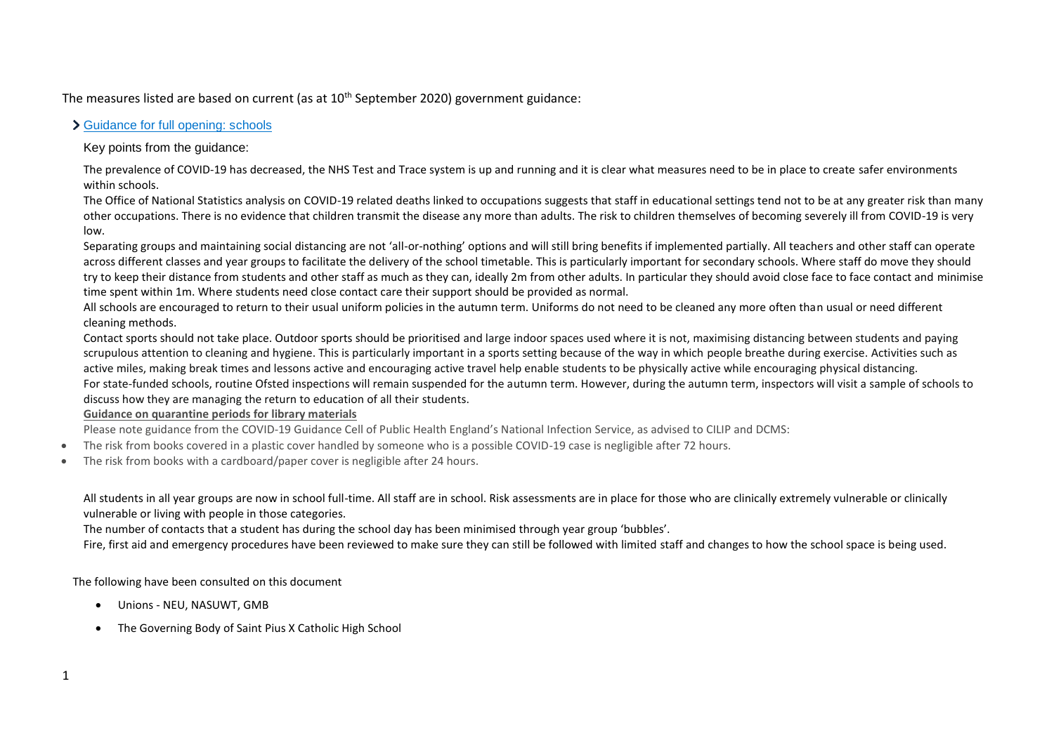The measures listed are based on current (as at 10th September 2020) government guidance:

> Guidance for full opening: schools

Key points from the guidance:

The prevalence of COVID-19 has decreased, the NHS Test and Trace system is up and running and it is clear what measures need to be in place to create safer environments within schools.

The Office of National Statistics analysis on COVID-19 related deaths linked to occupations suggests that staff in educational settings tend not to be at any greater risk than many other occupations. There is no evidence that children transmit the disease any more than adults. The risk to children themselves of becoming severely ill from COVID-19 is very low.

Separating groups and maintaining social distancing are not 'all-or-nothing' options and will still bring benefits if implemented partially. All teachers and other staff can operate across different classes and year groups to facilitate the delivery of the school timetable. This is particularly important for secondary schools. Where staff do move they should try to keep their distance from students and other staff as much as they can, ideally 2m from other adults. In particular they should avoid close face to face contact and minimise time spent within 1m. Where students need close contact care their support should be provided as normal.

All schools are encouraged to return to their usual uniform policies in the autumn term. Uniforms do not need to be cleaned any more often than usual or need different cleaning methods.

Contact sports should not take place. Outdoor sports should be prioritised and large indoor spaces used where it is not, maximising distancing between students and paying scrupulous attention to cleaning and hygiene. This is particularly important in a sports setting because of the way in which people breathe during exercise. Activities such as active miles, making break times and lessons active and encouraging active travel help enable students to be physically active while encouraging physical distancing.

For state-funded schools, routine Ofsted inspections will remain suspended for the autumn term. However, during the autumn term, inspectors will visit a sample of schools to discuss how they are managing the return to education of all their students.

**Guidance on quarantine periods for library materials**

Please note guidance from the COVID-19 Guidance Cell of Public Health England's National Infection Service, as advised to CILIP and DCMS:

- The risk from books covered in a plastic cover handled by someone who is a possible COVID-19 case is negligible after 72 hours.
- The risk from books with a cardboard/paper cover is negligible after 24 hours.

All students in all year groups are now in school full-time. All staff are in school. Risk assessments are in place for those who are clinically extremely vulnerable or clinically vulnerable or living with people in those categories.

The number of contacts that a student has during the school day has been minimised through year group 'bubbles'.

Fire, first aid and emergency procedures have been reviewed to make sure they can still be followed with limited staff and changes to how the school space is being used.

The following have been consulted on this document

- Unions - NEU, NASUWT, GMB
- The Governing Body of Saint Pius X Catholic High School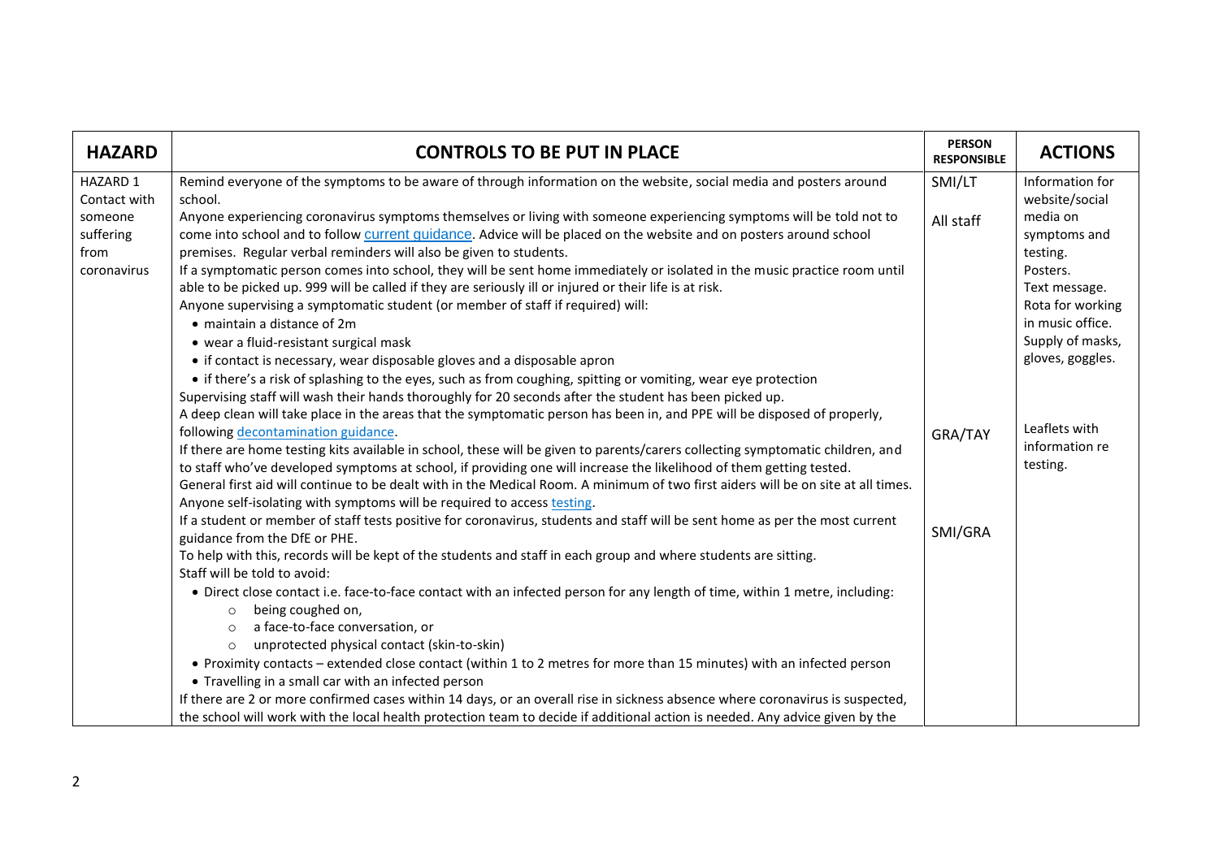| HAZARD | CONTROLS TO BE PUT IN PLACE | PERSON RESPONSIBLE | ACTIONS |
|---|---|---|---|
| HAZARD 1 Contact with someone suffering from coronavirus | Remind everyone of the symptoms to be aware of through information on the website, social media and posters around school.<br>Anyone experiencing coronavirus symptoms themselves or living with someone experiencing symptoms will be told not to come into school and to follow current guidance. Advice will be placed on the website and on posters around school premises. Regular verbal reminders will also be given to students.<br>If a symptomatic person comes into school, they will be sent home immediately or isolated in the music practice room until able to be picked up. 999 will be called if they are seriously ill or injured or their life is at risk.<br>Anyone supervising a symptomatic student (or member of staff if required) will:<br>• maintain a distance of 2m<br>• wear a fluid-resistant surgical mask<br>• if contact is necessary, wear disposable gloves and a disposable apron<br>• if there's a risk of splashing to the eyes, such as from coughing, spitting or vomiting, wear eye protection<br>Supervising staff will wash their hands thoroughly for 20 seconds after the student has been picked up.<br>A deep clean will take place in the areas that the symptomatic person has been in, and PPE will be disposed of properly, following decontamination guidance.<br>If there are home testing kits available in school, these will be given to parents/carers collecting symptomatic children, and to staff who've developed symptoms at school, if providing one will increase the likelihood of them getting tested.<br>General first aid will continue to be dealt with in the Medical Room. A minimum of two first aiders will be on site at all times.<br>Anyone self-isolating with symptoms will be required to access testing.<br>If a student or member of staff tests positive for coronavirus, students and staff will be sent home as per the most current guidance from the DfE or PHE.<br>To help with this, records will be kept of the students and staff in each group and where students are sitting.<br>Staff will be told to avoid:<br>• Direct close contact i.e. face-to-face contact with an infected person for any length of time, within 1 metre, including:<br>&nbsp;&nbsp;&nbsp;&nbsp;○ being coughed on,<br>&nbsp;&nbsp;&nbsp;&nbsp;○ a face-to-face conversation, or<br>&nbsp;&nbsp;&nbsp;&nbsp;○ unprotected physical contact (skin-to-skin)<br>• Proximity contacts – extended close contact (within 1 to 2 metres for more than 15 minutes) with an infected person<br>• Travelling in a small car with an infected person<br>If there are 2 or more confirmed cases within 14 days, or an overall rise in sickness absence where coronavirus is suspected, the school will work with the local health protection team to decide if additional action is needed. Any advice given by the | SMI/LT<br><br>All staff<br><br><br><br><br><br><br><br><br><br><br><br>GRA/TAY<br><br><br><br><br><br>SMI/GRA | Information for website/social media on symptoms and testing.<br>Posters.<br>Text message.<br>Rota for working in music office.<br>Supply of masks, gloves, goggles.<br><br><br><br>Leaflets with information re testing. |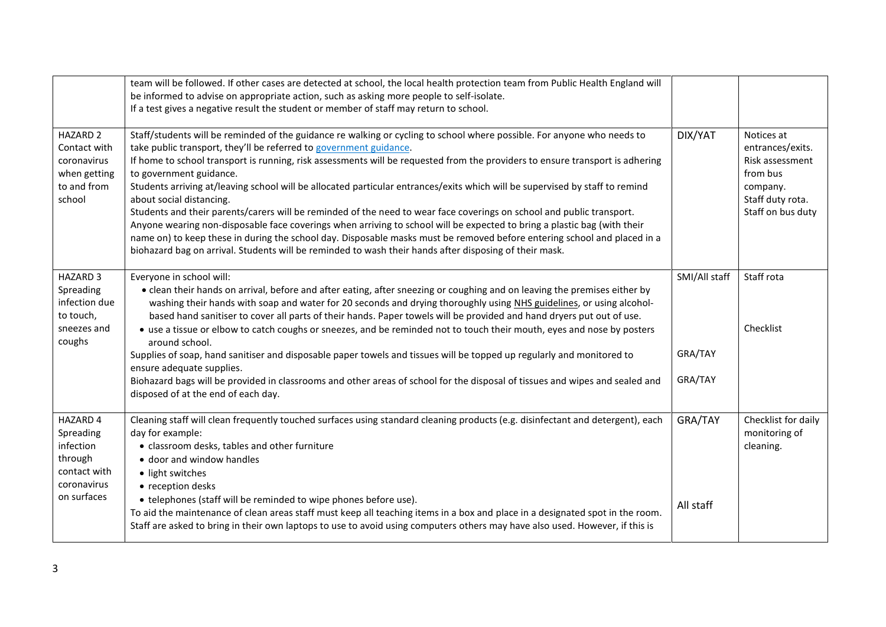| | | | |
|---|---|---|---|
| | team will be followed. If other cases are detected at school, the local health protection team from Public Health England will be informed to advise on appropriate action, such as asking more people to self-isolate.<br>If a test gives a negative result the student or member of staff may return to school. | | |
| HAZARD 2 Contact with coronavirus when getting to and from school | Staff/students will be reminded of the guidance re walking or cycling to school where possible. For anyone who needs to take public transport, they'll be referred to government guidance.<br>If home to school transport is running, risk assessments will be requested from the providers to ensure transport is adhering to government guidance.<br>Students arriving at/leaving school will be allocated particular entrances/exits which will be supervised by staff to remind about social distancing.<br>Students and their parents/carers will be reminded of the need to wear face coverings on school and public transport.<br>Anyone wearing non-disposable face coverings when arriving to school will be expected to bring a plastic bag (with their name on) to keep these in during the school day. Disposable masks must be removed before entering school and placed in a biohazard bag on arrival. Students will be reminded to wash their hands after disposing of their mask. | DIX/YAT | Notices at entrances/exits.<br>Risk assessment from bus company.<br>Staff duty rota.<br>Staff on bus duty |
| HAZARD 3 Spreading infection due to touch, sneezes and coughs | Everyone in school will:<br>• clean their hands on arrival, before and after eating, after sneezing or coughing and on leaving the premises either by washing their hands with soap and water for 20 seconds and drying thoroughly using NHS guidelines, or using alcohol-based hand sanitiser to cover all parts of their hands. Paper towels will be provided and hand dryers put out of use.<br>• use a tissue or elbow to catch coughs or sneezes, and be reminded not to touch their mouth, eyes and nose by posters around school.<br>Supplies of soap, hand sanitiser and disposable paper towels and tissues will be topped up regularly and monitored to ensure adequate supplies.<br>Biohazard bags will be provided in classrooms and other areas of school for the disposal of tissues and wipes and sealed and disposed of at the end of each day. | SMI/All staff<br><br>GRA/TAY<br><br>GRA/TAY | Staff rota<br><br>Checklist |
| HAZARD 4 Spreading infection through contact with coronavirus on surfaces | Cleaning staff will clean frequently touched surfaces using standard cleaning products (e.g. disinfectant and detergent), each day for example:<br>• classroom desks, tables and other furniture<br>• door and window handles<br>• light switches<br>• reception desks<br>• telephones (staff will be reminded to wipe phones before use).<br>To aid the maintenance of clean areas staff must keep all teaching items in a box and place in a designated spot in the room. Staff are asked to bring in their own laptops to use to avoid using computers others may have also used. However, if this is | GRA/TAY<br><br>All staff | Checklist for daily monitoring of cleaning. |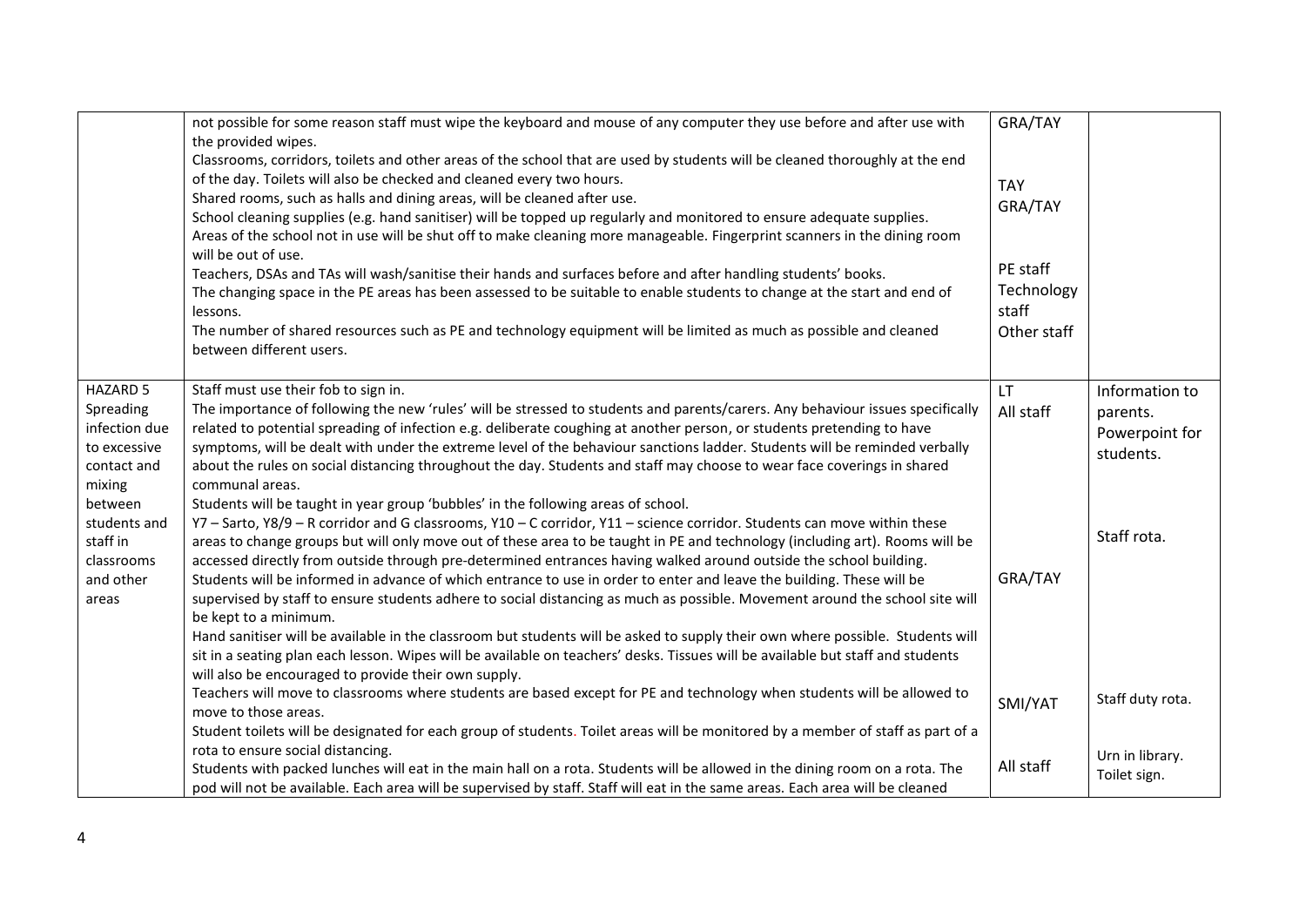| | | | |
|---|---|---|---|
| | not possible for some reason staff must wipe the keyboard and mouse of any computer they use before and after use with the provided wipes.<br>Classrooms, corridors, toilets and other areas of the school that are used by students will be cleaned thoroughly at the end of the day. Toilets will also be checked and cleaned every two hours.<br>Shared rooms, such as halls and dining areas, will be cleaned after use.<br>School cleaning supplies (e.g. hand sanitiser) will be topped up regularly and monitored to ensure adequate supplies.<br>Areas of the school not in use will be shut off to make cleaning more manageable. Fingerprint scanners in the dining room will be out of use.<br>Teachers, DSAs and TAs will wash/sanitise their hands and surfaces before and after handling students' books.<br>The changing space in the PE areas has been assessed to be suitable to enable students to change at the start and end of lessons.<br>The number of shared resources such as PE and technology equipment will be limited as much as possible and cleaned between different users. | GRA/TAY<br><br>TAY<br>GRA/TAY<br><br>PE staff<br>Technology staff<br>Other staff | |
| HAZARD 5<br>Spreading infection due to excessive contact and mixing between students and staff in classrooms and other areas | Staff must use their fob to sign in.<br>The importance of following the new 'rules' will be stressed to students and parents/carers. Any behaviour issues specifically related to potential spreading of infection e.g. deliberate coughing at another person, or students pretending to have symptoms, will be dealt with under the extreme level of the behaviour sanctions ladder. Students will be reminded verbally about the rules on social distancing throughout the day. Students and staff may choose to wear face coverings in shared communal areas.<br>Students will be taught in year group 'bubbles' in the following areas of school.<br>Y7 – Sarto, Y8/9 – R corridor and G classrooms, Y10 – C corridor, Y11 – science corridor. Students can move within these areas to change groups but will only move out of these area to be taught in PE and technology (including art). Rooms will be accessed directly from outside through pre-determined entrances having walked around outside the school building.<br>Students will be informed in advance of which entrance to use in order to enter and leave the building. These will be supervised by staff to ensure students adhere to social distancing as much as possible. Movement around the school site will be kept to a minimum.<br>Hand sanitiser will be available in the classroom but students will be asked to supply their own where possible. Students will sit in a seating plan each lesson. Wipes will be available on teachers' desks. Tissues will be available but staff and students will also be encouraged to provide their own supply.<br>Teachers will move to classrooms where students are based except for PE and technology when students will be allowed to move to those areas.<br>Student toilets will be designated for each group of students. Toilet areas will be monitored by a member of staff as part of a rota to ensure social distancing.<br>Students with packed lunches will eat in the main hall on a rota. Students will be allowed in the dining room on a rota. The pod will not be available. Each area will be supervised by staff. Staff will eat in the same areas. Each area will be cleaned | LT<br>All staff<br><br><br><br>GRA/TAY<br><br><br>SMI/YAT<br><br>All staff | Information to parents.<br>Powerpoint for students.<br><br>Staff rota.<br><br><br>Staff duty rota.<br><br>Urn in library.<br>Toilet sign. |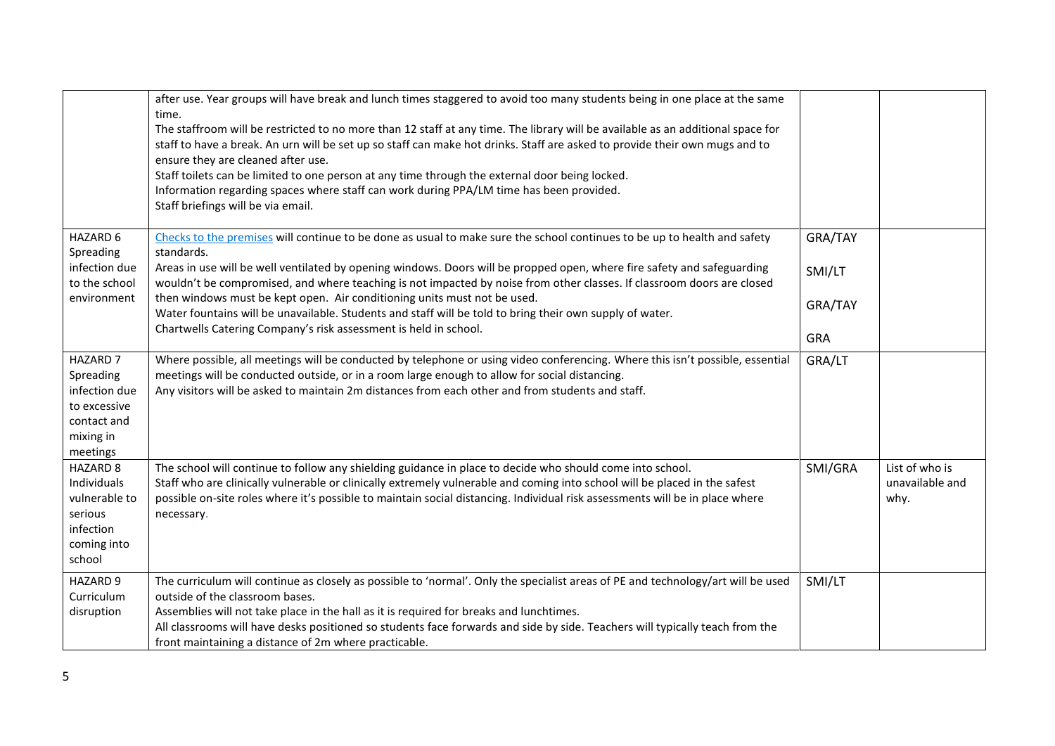| | | | |
|---|---|---|---|
| | after use. Year groups will have break and lunch times staggered to avoid too many students being in one place at the same time.<br>The staffroom will be restricted to no more than 12 staff at any time. The library will be available as an additional space for staff to have a break. An urn will be set up so staff can make hot drinks. Staff are asked to provide their own mugs and to ensure they are cleaned after use.<br>Staff toilets can be limited to one person at any time through the external door being locked.<br>Information regarding spaces where staff can work during PPA/LM time has been provided.<br>Staff briefings will be via email. | | |
| HAZARD 6 Spreading infection due to the school environment | [Checks to the premises]() will continue to be done as usual to make sure the school continues to be up to health and safety standards.<br>Areas in use will be well ventilated by opening windows. Doors will be propped open, where fire safety and safeguarding wouldn't be compromised, and where teaching is not impacted by noise from other classes. If classroom doors are closed then windows must be kept open. Air conditioning units must not be used.<br>Water fountains will be unavailable. Students and staff will be told to bring their own supply of water.<br>Chartwells Catering Company's risk assessment is held in school. | GRA/TAY<br>SMI/LT<br>GRA/TAY<br>GRA | |
| HAZARD 7 Spreading infection due to excessive contact and mixing in meetings | Where possible, all meetings will be conducted by telephone or using video conferencing. Where this isn't possible, essential meetings will be conducted outside, or in a room large enough to allow for social distancing.<br>Any visitors will be asked to maintain 2m distances from each other and from students and staff. | GRA/LT | |
| HAZARD 8 Individuals vulnerable to serious infection coming into school | The school will continue to follow any shielding guidance in place to decide who should come into school.<br>Staff who are clinically vulnerable or clinically extremely vulnerable and coming into school will be placed in the safest possible on-site roles where it's possible to maintain social distancing. Individual risk assessments will be in place where necessary. | SMI/GRA | List of who is unavailable and why. |
| HAZARD 9 Curriculum disruption | The curriculum will continue as closely as possible to 'normal'. Only the specialist areas of PE and technology/art will be used outside of the classroom bases.<br>Assemblies will not take place in the hall as it is required for breaks and lunchtimes.<br>All classrooms will have desks positioned so students face forwards and side by side. Teachers will typically teach from the front maintaining a distance of 2m where practicable. | SMI/LT | |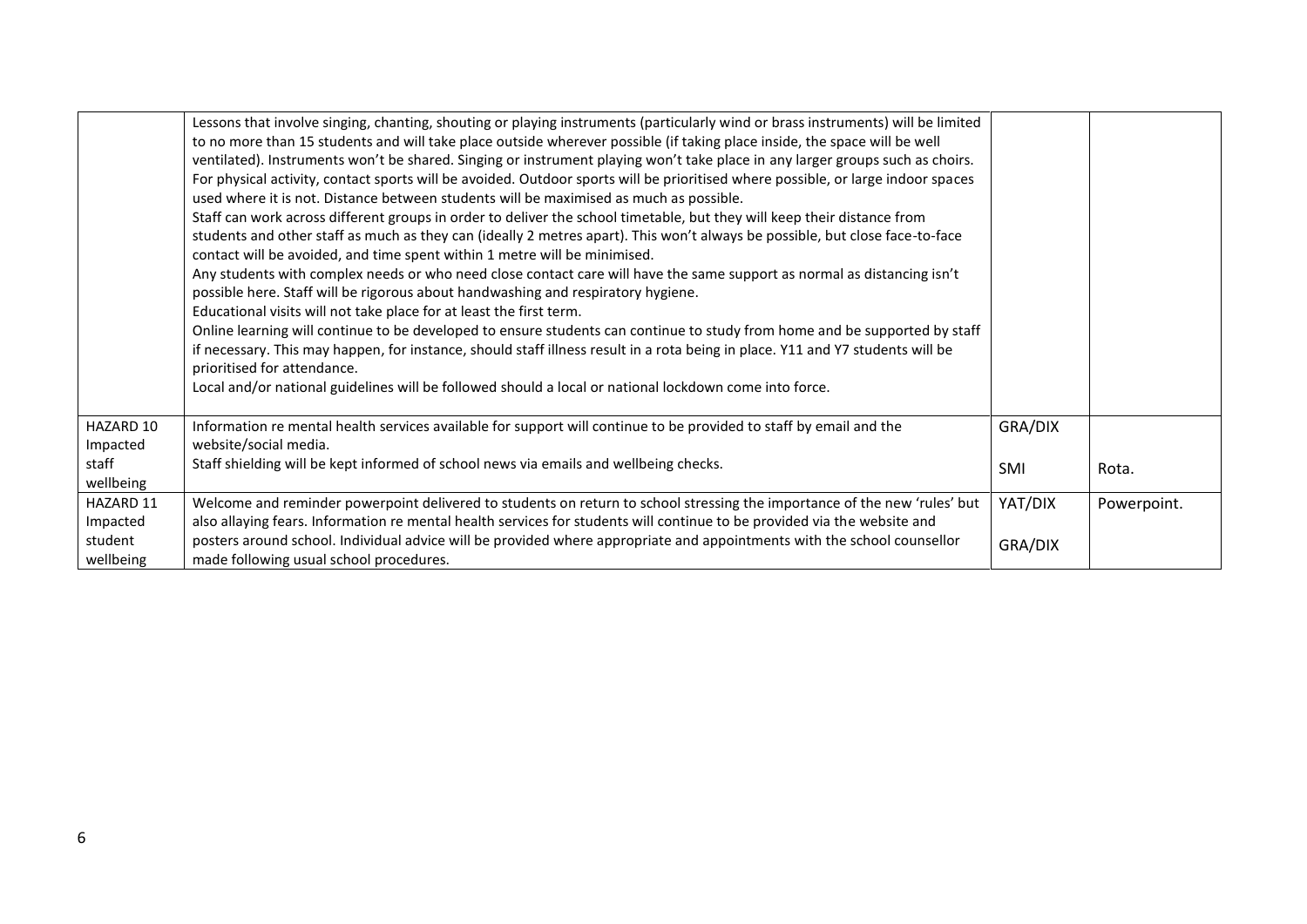| | | | |
|---|---|---|---|
| | Lessons that involve singing, chanting, shouting or playing instruments (particularly wind or brass instruments) will be limited to no more than 15 students and will take place outside wherever possible (if taking place inside, the space will be well ventilated). Instruments won't be shared. Singing or instrument playing won't take place in any larger groups such as choirs.<br>For physical activity, contact sports will be avoided. Outdoor sports will be prioritised where possible, or large indoor spaces used where it is not. Distance between students will be maximised as much as possible.<br>Staff can work across different groups in order to deliver the school timetable, but they will keep their distance from students and other staff as much as they can (ideally 2 metres apart). This won't always be possible, but close face-to-face contact will be avoided, and time spent within 1 metre will be minimised.<br>Any students with complex needs or who need close contact care will have the same support as normal as distancing isn't possible here. Staff will be rigorous about handwashing and respiratory hygiene.<br>Educational visits will not take place for at least the first term.<br>Online learning will continue to be developed to ensure students can continue to study from home and be supported by staff if necessary. This may happen, for instance, should staff illness result in a rota being in place. Y11 and Y7 students will be prioritised for attendance.<br>Local and/or national guidelines will be followed should a local or national lockdown come into force. | | |
| HAZARD 10 Impacted staff wellbeing | Information re mental health services available for support will continue to be provided to staff by email and the website/social media.<br>Staff shielding will be kept informed of school news via emails and wellbeing checks. | GRA/DIX<br><br>SMI | <br><br>Rota. |
| HAZARD 11 Impacted student wellbeing | Welcome and reminder powerpoint delivered to students on return to school stressing the importance of the new 'rules' but also allaying fears. Information re mental health services for students will continue to be provided via the website and posters around school. Individual advice will be provided where appropriate and appointments with the school counsellor made following usual school procedures. | YAT/DIX<br><br>GRA/DIX | Powerpoint. |